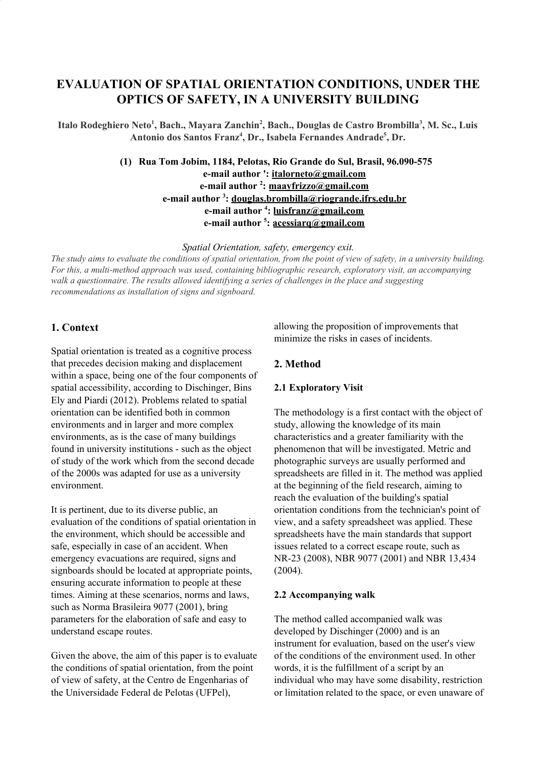# EVALUATION OF SPATIAL ORIENTATION CONDITIONS, UNDER THE OPTICS OF SAFETY, IN A UNIVERSITY BUILDING

**Italo Rodeghiero Neto[1], Bach., Mayara Zanchin[2], Bach., Douglas de Castro Brombilla[3], M. Sc., Luis Antonio dos Santos Franz[4], Dr., Isabela Fernandes Andrade[5], Dr.**

**(1) Rua Tom Jobim, 1184, Pelotas, Rio Grande do Sul, Brasil, 96.090-575**
**e-mail author ': italorneto@gmail.com**
**e-mail author [2]: maayfrizzo@gmail.com**
**e-mail author [3]: douglas.brombilla@riogrande.ifrs.edu.br**
**e-mail author [4]: luisfranz@gmail.com**
**e-mail author [5]: acessiarq@gmail.com**

*Spatial Orientation, safety, emergency exit.*

*The study aims to evaluate the conditions of spatial orientation, from the point of view of safety, in a university building. For this, a multi-method approach was used, containing bibliographic research, exploratory visit, an accompanying walk a questionnaire. The results allowed identifying a series of challenges in the place and suggesting recommendations as installation of signs and signboard.*

## 1. Context

Spatial orientation is treated as a cognitive process that precedes decision making and displacement within a space, being one of the four components of spatial accessibility, according to Dischinger, Bins Ely and Piardi (2012). Problems related to spatial orientation can be identified both in common environments and in larger and more complex environments, as is the case of many buildings found in university institutions - such as the object of study of the work which from the second decade of the 2000s was adapted for use as a university environment.

It is pertinent, due to its diverse public, an evaluation of the conditions of spatial orientation in the environment, which should be accessible and safe, especially in case of an accident. When emergency evacuations are required, signs and signboards should be located at appropriate points, ensuring accurate information to people at these times. Aiming at these scenarios, norms and laws, such as Norma Brasileira 9077 (2001), bring parameters for the elaboration of safe and easy to understand escape routes.

Given the above, the aim of this paper is to evaluate the conditions of spatial orientation, from the point of view of safety, at the Centro de Engenharias of the Universidade Federal de Pelotas (UFPel), allowing the proposition of improvements that minimize the risks in cases of incidents.

## 2. Method

### 2.1 Exploratory Visit

The methodology is a first contact with the object of study, allowing the knowledge of its main characteristics and a greater familiarity with the phenomenon that will be investigated. Metric and photographic surveys are usually performed and spreadsheets are filled in it. The method was applied at the beginning of the field research, aiming to reach the evaluation of the building's spatial orientation conditions from the technician's point of view, and a safety spreadsheet was applied. These spreadsheets have the main standards that support issues related to a correct escape route, such as NR-23 (2008), NBR 9077 (2001) and NBR 13,434 (2004).

### 2.2 Accompanying walk

The method called accompanied walk was developed by Dischinger (2000) and is an instrument for evaluation, based on the user's view of the conditions of the environment used. In other words, it is the fulfillment of a script by an individual who may have some disability, restriction or limitation related to the space, or even unaware of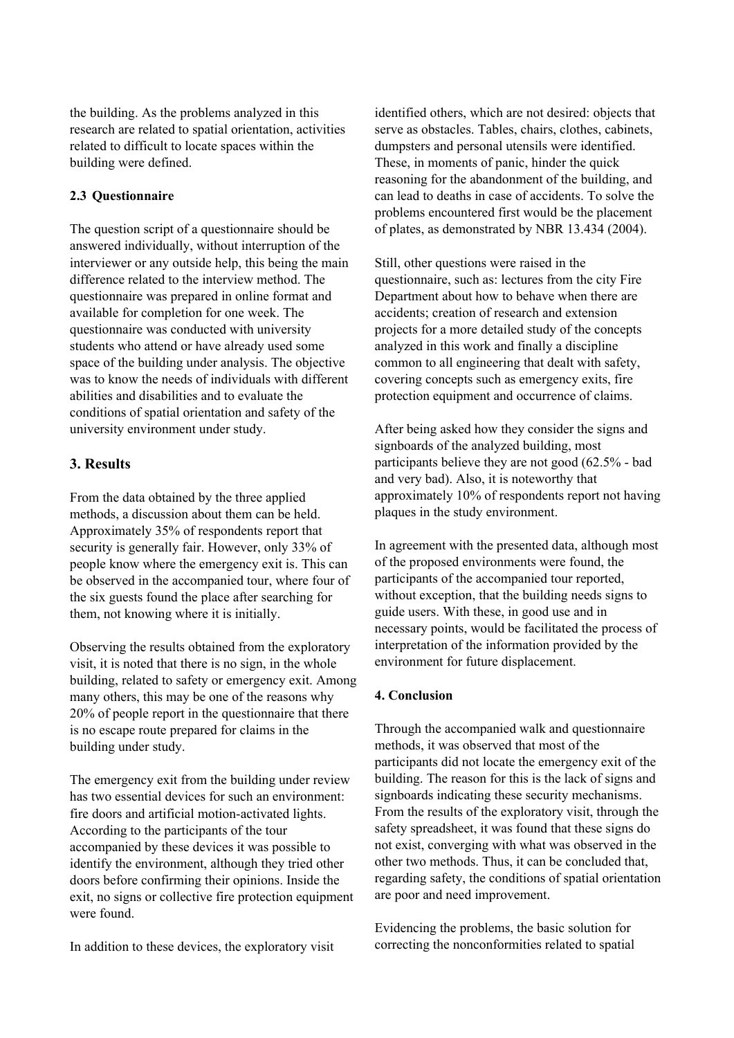the building. As the problems analyzed in this research are related to spatial orientation, activities related to difficult to locate spaces within the building were defined.

### 2.3 Questionnaire

The question script of a questionnaire should be answered individually, without interruption of the interviewer or any outside help, this being the main difference related to the interview method. The questionnaire was prepared in online format and available for completion for one week. The questionnaire was conducted with university students who attend or have already used some space of the building under analysis. The objective was to know the needs of individuals with different abilities and disabilities and to evaluate the conditions of spatial orientation and safety of the university environment under study.

## 3. Results

From the data obtained by the three applied methods, a discussion about them can be held. Approximately 35% of respondents report that security is generally fair. However, only 33% of people know where the emergency exit is. This can be observed in the accompanied tour, where four of the six guests found the place after searching for them, not knowing where it is initially.

Observing the results obtained from the exploratory visit, it is noted that there is no sign, in the whole building, related to safety or emergency exit. Among many others, this may be one of the reasons why 20% of people report in the questionnaire that there is no escape route prepared for claims in the building under study.

The emergency exit from the building under review has two essential devices for such an environment: fire doors and artificial motion-activated lights. According to the participants of the tour accompanied by these devices it was possible to identify the environment, although they tried other doors before confirming their opinions. Inside the exit, no signs or collective fire protection equipment were found.

In addition to these devices, the exploratory visit identified others, which are not desired: objects that serve as obstacles. Tables, chairs, clothes, cabinets, dumpsters and personal utensils were identified. These, in moments of panic, hinder the quick reasoning for the abandonment of the building, and can lead to deaths in case of accidents. To solve the problems encountered first would be the placement of plates, as demonstrated by NBR 13.434 (2004).

Still, other questions were raised in the questionnaire, such as: lectures from the city Fire Department about how to behave when there are accidents; creation of research and extension projects for a more detailed study of the concepts analyzed in this work and finally a discipline common to all engineering that dealt with safety, covering concepts such as emergency exits, fire protection equipment and occurrence of claims.

After being asked how they consider the signs and signboards of the analyzed building, most participants believe they are not good (62.5% - bad and very bad). Also, it is noteworthy that approximately 10% of respondents report not having plaques in the study environment.

In agreement with the presented data, although most of the proposed environments were found, the participants of the accompanied tour reported, without exception, that the building needs signs to guide users. With these, in good use and in necessary points, would be facilitated the process of interpretation of the information provided by the environment for future displacement.

### 4. Conclusion

Through the accompanied walk and questionnaire methods, it was observed that most of the participants did not locate the emergency exit of the building. The reason for this is the lack of signs and signboards indicating these security mechanisms. From the results of the exploratory visit, through the safety spreadsheet, it was found that these signs do not exist, converging with what was observed in the other two methods. Thus, it can be concluded that, regarding safety, the conditions of spatial orientation are poor and need improvement.

Evidencing the problems, the basic solution for correcting the nonconformities related to spatial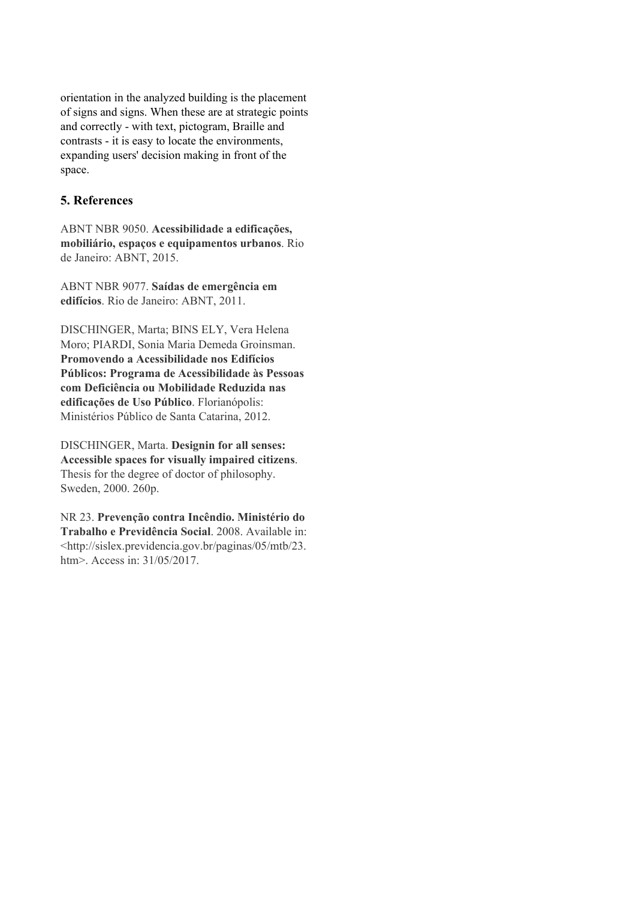orientation in the analyzed building is the placement of signs and signs. When these are at strategic points and correctly - with text, pictogram, Braille and contrasts - it is easy to locate the environments, expanding users' decision making in front of the space.

## 5. References

ABNT NBR 9050. **Acessibilidade a edificações, mobiliário, espaços e equipamentos urbanos**. Rio de Janeiro: ABNT, 2015.

ABNT NBR 9077. **Saídas de emergência em edifícios**. Rio de Janeiro: ABNT, 2011.

DISCHINGER, Marta; BINS ELY, Vera Helena Moro; PIARDI, Sonia Maria Demeda Groinsman. **Promovendo a Acessibilidade nos Edifícios Públicos: Programa de Acessibilidade às Pessoas com Deficiência ou Mobilidade Reduzida nas edificações de Uso Público**. Florianópolis: Ministérios Público de Santa Catarina, 2012.

DISCHINGER, Marta. **Designin for all senses: Accessible spaces for visually impaired citizens**. Thesis for the degree of doctor of philosophy. Sweden, 2000. 260p.

NR 23. **Prevenção contra Incêndio. Ministério do Trabalho e Previdência Social**. 2008. Available in: <http://sislex.previdencia.gov.br/paginas/05/mtb/23.htm>. Access in: 31/05/2017.